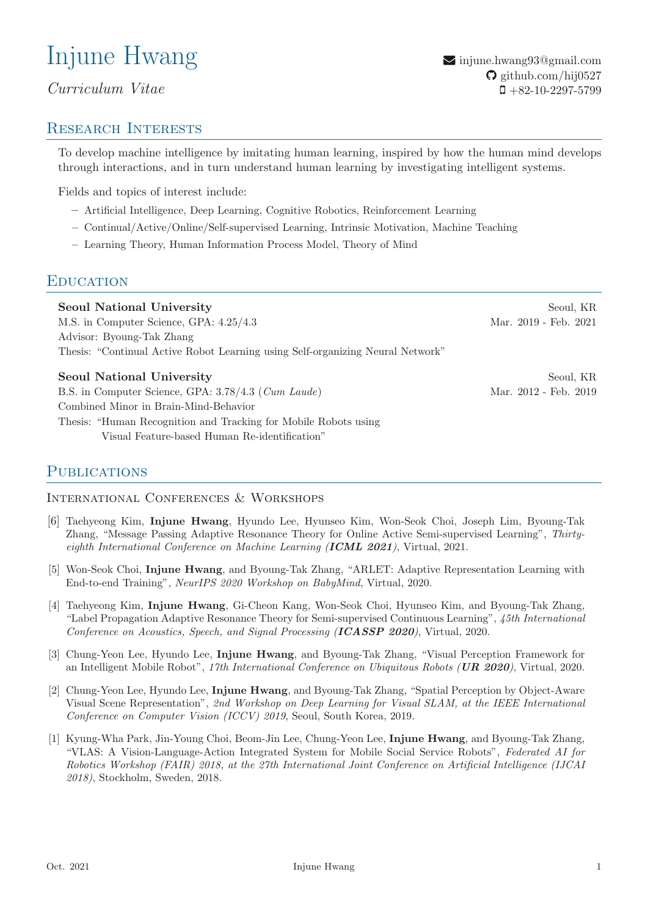# Injune Hwang

*Curriculum Vitae*

injune.hwang93@gmail.com
github.com/hij0527
+82-10-2297-5799

## Research Interests

To develop machine intelligence by imitating human learning, inspired by how the human mind develops through interactions, and in turn understand human learning by investigating intelligent systems.

Fields and topics of interest include:

- Artificial Intelligence, Deep Learning, Cognitive Robotics, Reinforcement Learning
- Continual/Active/Online/Self-supervised Learning, Intrinsic Motivation, Machine Teaching
- Learning Theory, Human Information Process Model, Theory of Mind

## Education

**Seoul National University** — Seoul, KR
M.S. in Computer Science, GPA: 4.25/4.3 — Mar. 2019 - Feb. 2021
Advisor: Byoung-Tak Zhang
Thesis: "Continual Active Robot Learning using Self-organizing Neural Network"

**Seoul National University** — Seoul, KR
B.S. in Computer Science, GPA: 3.78/4.3 (*Cum Laude*) — Mar. 2012 - Feb. 2019
Combined Minor in Brain-Mind-Behavior
Thesis: "Human Recognition and Tracking for Mobile Robots using Visual Feature-based Human Re-identification"

## Publications

### International Conferences & Workshops

[6] Taehyeong Kim, **Injune Hwang**, Hyundo Lee, Hyunseo Kim, Won-Seok Choi, Joseph Lim, Byoung-Tak Zhang, "Message Passing Adaptive Resonance Theory for Online Active Semi-supervised Learning", *Thirty-eighth International Conference on Machine Learning (**ICML 2021**)*, Virtual, 2021.

[5] Won-Seok Choi, **Injune Hwang**, and Byoung-Tak Zhang, "ARLET: Adaptive Representation Learning with End-to-end Training", *NeurIPS 2020 Workshop on BabyMind*, Virtual, 2020.

[4] Taehyeong Kim, **Injune Hwang**, Gi-Cheon Kang, Won-Seok Choi, Hyunseo Kim, and Byoung-Tak Zhang, "Label Propagation Adaptive Resonance Theory for Semi-supervised Continuous Learning", *45th International Conference on Acoustics, Speech, and Signal Processing (**ICASSP 2020**)*, Virtual, 2020.

[3] Chung-Yeon Lee, Hyundo Lee, **Injune Hwang**, and Byoung-Tak Zhang, "Visual Perception Framework for an Intelligent Mobile Robot", *17th International Conference on Ubiquitous Robots (**UR 2020**)*, Virtual, 2020.

[2] Chung-Yeon Lee, Hyundo Lee, **Injune Hwang**, and Byoung-Tak Zhang, "Spatial Perception by Object-Aware Visual Scene Representation", *2nd Workshop on Deep Learning for Visual SLAM, at the IEEE International Conference on Computer Vision (ICCV) 2019*, Seoul, South Korea, 2019.

[1] Kyung-Wha Park, Jin-Young Choi, Beom-Jin Lee, Chung-Yeon Lee, **Injune Hwang**, and Byoung-Tak Zhang, "VLAS: A Vision-Language-Action Integrated System for Mobile Social Service Robots", *Federated AI for Robotics Workshop (FAIR) 2018, at the 27th International Joint Conference on Artificial Intelligence (IJCAI 2018)*, Stockholm, Sweden, 2018.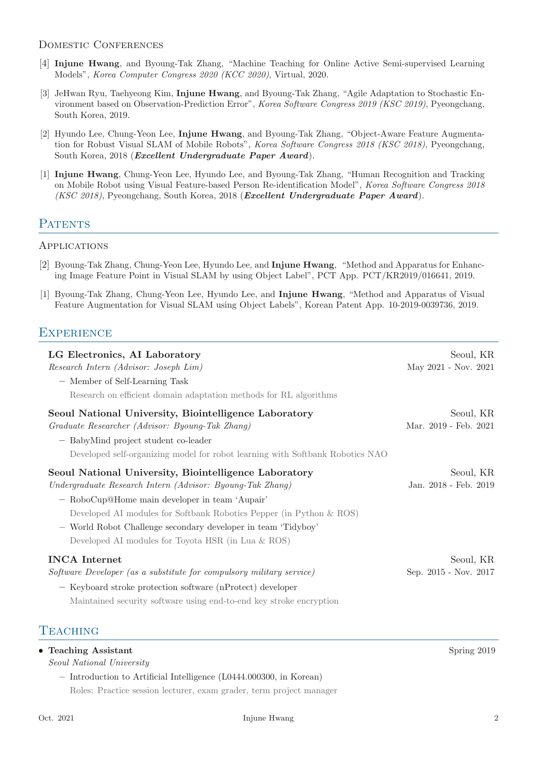### Domestic Conferences

[4] **Injune Hwang**, and Byoung-Tak Zhang, "Machine Teaching for Online Active Semi-supervised Learning Models", *Korea Computer Congress 2020 (KCC 2020)*, Virtual, 2020.

[3] JeHwan Ryu, Taehyeong Kim, **Injune Hwang**, and Byoung-Tak Zhang, "Agile Adaptation to Stochastic Environment based on Observation-Prediction Error", *Korea Software Congress 2019 (KSC 2019)*, Pyeongchang, South Korea, 2019.

[2] Hyundo Lee, Chung-Yeon Lee, **Injune Hwang**, and Byoung-Tak Zhang, "Object-Aware Feature Augmentation for Robust Visual SLAM of Mobile Robots", *Korea Software Congress 2018 (KSC 2018)*, Pyeongchang, South Korea, 2018 (***Excellent Undergraduate Paper Award***).

[1] **Injune Hwang**, Chung-Yeon Lee, Hyundo Lee, and Byoung-Tak Zhang, "Human Recognition and Tracking on Mobile Robot using Visual Feature-based Person Re-identification Model", *Korea Software Congress 2018 (KSC 2018)*, Pyeongchang, South Korea, 2018 (***Excellent Undergraduate Paper Award***).

## Patents

### Applications

[2] Byoung-Tak Zhang, Chung-Yeon Lee, Hyundo Lee, and **Injune Hwang**, "Method and Apparatus for Enhancing Image Feature Point in Visual SLAM by using Object Label", PCT App. PCT/KR2019/016641, 2019.

[1] Byoung-Tak Zhang, Chung-Yeon Lee, Hyundo Lee, and **Injune Hwang**, "Method and Apparatus of Visual Feature Augmentation for Visual SLAM using Object Labels", Korean Patent App. 10-2019-0039736, 2019.

## Experience

**LG Electronics, AI Laboratory** — Seoul, KR
*Research Intern (Advisor: Joseph Lim)* — May 2021 - Nov. 2021
- Member of Self-Learning Task
  Research on efficient domain adaptation methods for RL algorithms

**Seoul National University, Biointelligence Laboratory** — Seoul, KR
*Graduate Researcher (Advisor: Byoung-Tak Zhang)* — Mar. 2019 - Feb. 2021
- BabyMind project student co-leader
  Developed self-organizing model for robot learning with Softbank Robotics NAO

**Seoul National University, Biointelligence Laboratory** — Seoul, KR
*Undergraduate Research Intern (Advisor: Byoung-Tak Zhang)* — Jan. 2018 - Feb. 2019
- RoboCup@Home main developer in team 'Aupair'
  Developed AI modules for Softbank Robotics Pepper (in Python & ROS)
- World Robot Challenge secondary developer in team 'Tidyboy'
  Developed AI modules for Toyota HSR (in Lua & ROS)

**INCA Internet** — Seoul, KR
*Software Developer (as a substitute for compulsory military service)* — Sep. 2015 - Nov. 2017
- Keyboard stroke protection software (nProtect) developer
  Maintained security software using end-to-end key stroke encryption

## Teaching

- **Teaching Assistant** — Spring 2019
  *Seoul National University*
  - Introduction to Artificial Intelligence (L0444.000300, in Korean)
    Roles: Practice session lecturer, exam grader, term project manager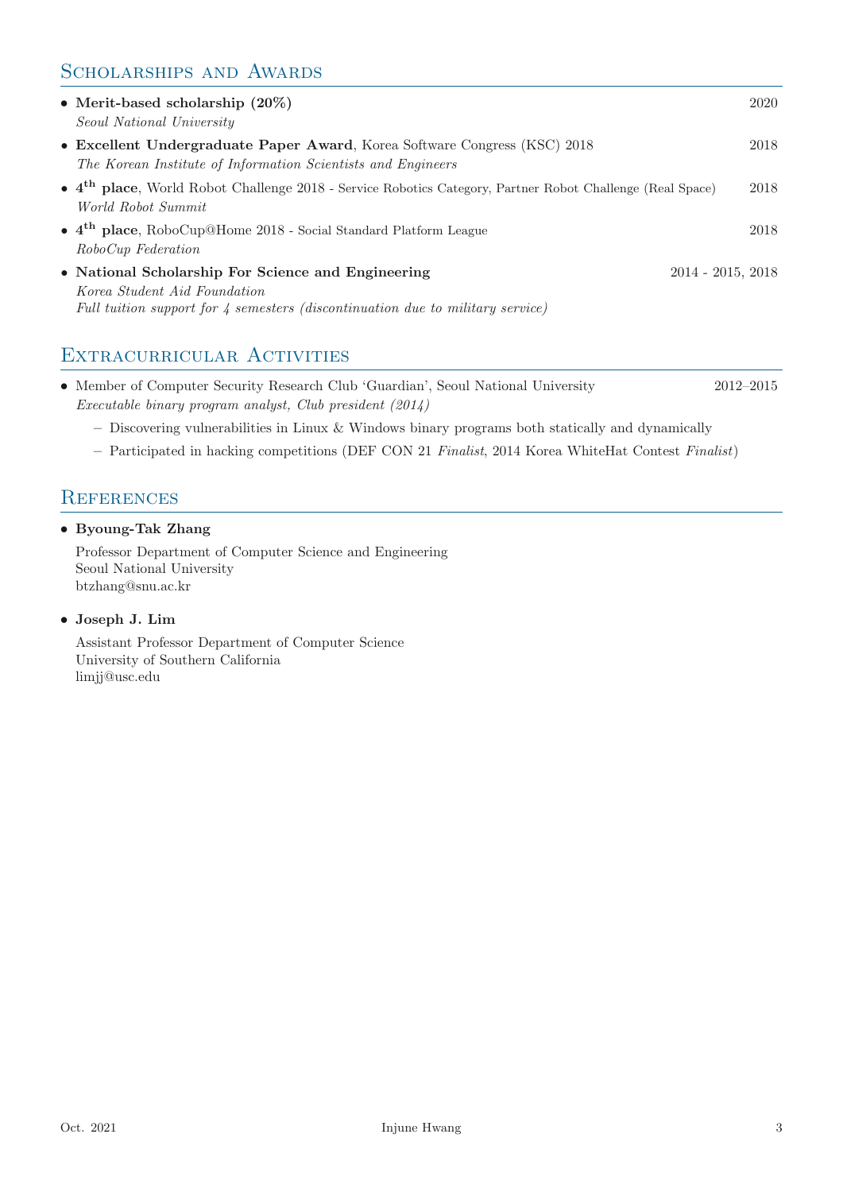## Scholarships and Awards

- **Merit-based scholarship (20%)** — 2020
  *Seoul National University*
- **Excellent Undergraduate Paper Award**, Korea Software Congress (KSC) 2018 — 2018
  *The Korean Institute of Information Scientists and Engineers*
- **4th place**, World Robot Challenge 2018 - Service Robotics Category, Partner Robot Challenge (Real Space) — 2018
  *World Robot Summit*
- **4th place**, RoboCup@Home 2018 - Social Standard Platform League — 2018
  *RoboCup Federation*
- **National Scholarship For Science and Engineering** — 2014 - 2015, 2018
  *Korea Student Aid Foundation*
  *Full tuition support for 4 semesters (discontinuation due to military service)*

## Extracurricular Activities

- Member of Computer Security Research Club 'Guardian', Seoul National University — 2012–2015
  *Executable binary program analyst, Club president (2014)*
  - Discovering vulnerabilities in Linux & Windows binary programs both statically and dynamically
  - Participated in hacking competitions (DEF CON 21 *Finalist*, 2014 Korea WhiteHat Contest *Finalist*)

## References

- **Byoung-Tak Zhang**

  Professor Department of Computer Science and Engineering
  Seoul National University
  btzhang@snu.ac.kr

- **Joseph J. Lim**

  Assistant Professor Department of Computer Science
  University of Southern California
  limjj@usc.edu